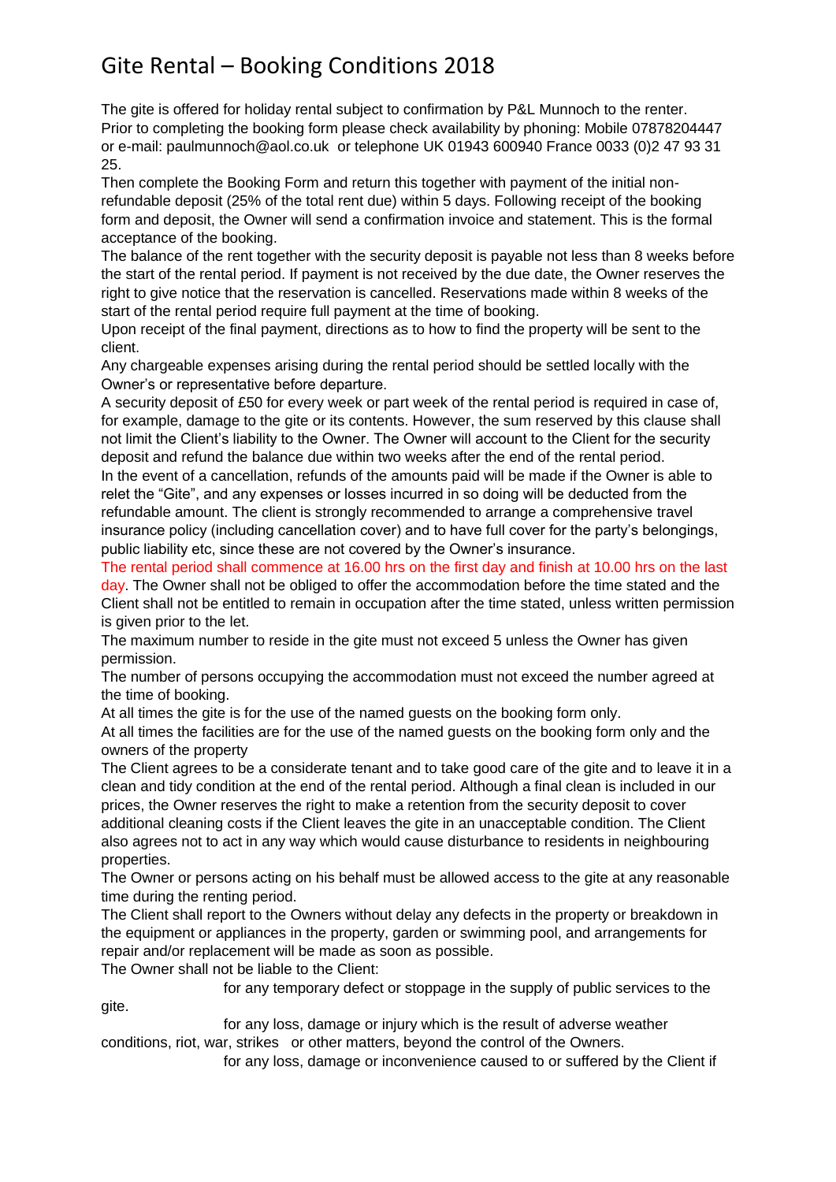# Gite Rental – Booking Conditions 2018

The gite is offered for holiday rental subject to confirmation by P&L Munnoch to the renter. Prior to completing the booking form please check availability by phoning: Mobile 07878204447 or e-mail: paulmunnoch@aol.co.uk or telephone UK 01943 600940 France 0033 (0)2 47 93 31 25.

Then complete the Booking Form and return this together with payment of the initial non-refundable deposit (25% of the total rent due) within 5 days. Following receipt of the booking form and deposit, the Owner will send a confirmation invoice and statement. This is the formal acceptance of the booking.

The balance of the rent together with the security deposit is payable not less than 8 weeks before the start of the rental period. If payment is not received by the due date, the Owner reserves the right to give notice that the reservation is cancelled. Reservations made within 8 weeks of the start of the rental period require full payment at the time of booking.

Upon receipt of the final payment, directions as to how to find the property will be sent to the client.

Any chargeable expenses arising during the rental period should be settled locally with the Owner's or representative before departure.

A security deposit of £50 for every week or part week of the rental period is required in case of, for example, damage to the gite or its contents. However, the sum reserved by this clause shall not limit the Client's liability to the Owner. The Owner will account to the Client for the security deposit and refund the balance due within two weeks after the end of the rental period.

In the event of a cancellation, refunds of the amounts paid will be made if the Owner is able to relet the "Gite", and any expenses or losses incurred in so doing will be deducted from the refundable amount. The client is strongly recommended to arrange a comprehensive travel insurance policy (including cancellation cover) and to have full cover for the party's belongings, public liability etc, since these are not covered by the Owner's insurance.

The rental period shall commence at 16.00 hrs on the first day and finish at 10.00 hrs on the last day. The Owner shall not be obliged to offer the accommodation before the time stated and the Client shall not be entitled to remain in occupation after the time stated, unless written permission is given prior to the let.

The maximum number to reside in the gite must not exceed 5 unless the Owner has given permission.

The number of persons occupying the accommodation must not exceed the number agreed at the time of booking.

At all times the gite is for the use of the named guests on the booking form only.

At all times the facilities are for the use of the named guests on the booking form only and the owners of the property

The Client agrees to be a considerate tenant and to take good care of the gite and to leave it in a clean and tidy condition at the end of the rental period. Although a final clean is included in our prices, the Owner reserves the right to make a retention from the security deposit to cover additional cleaning costs if the Client leaves the gite in an unacceptable condition. The Client also agrees not to act in any way which would cause disturbance to residents in neighbouring properties.

The Owner or persons acting on his behalf must be allowed access to the gite at any reasonable time during the renting period.

The Client shall report to the Owners without delay any defects in the property or breakdown in the equipment or appliances in the property, garden or swimming pool, and arrangements for repair and/or replacement will be made as soon as possible.

The Owner shall not be liable to the Client:

- for any temporary defect or stoppage in the supply of public services to the gite.
- for any loss, damage or injury which is the result of adverse weather conditions, riot, war, strikes or other matters, beyond the control of the Owners.
- for any loss, damage or inconvenience caused to or suffered by the Client if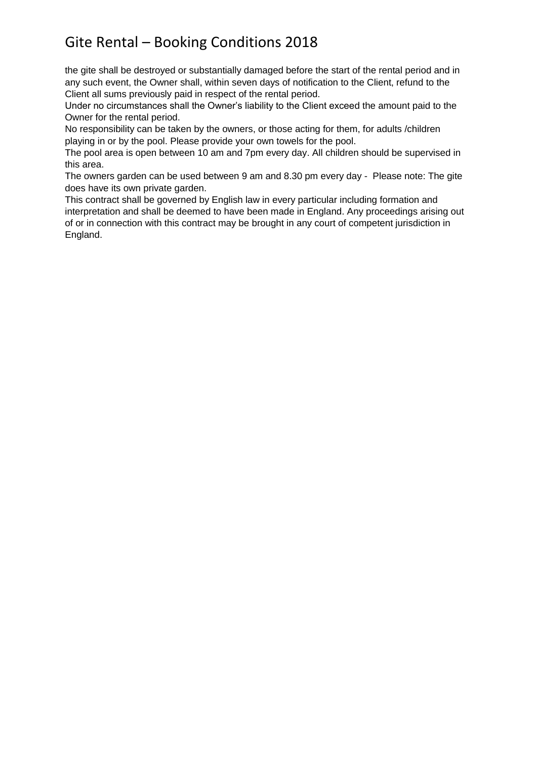the gite shall be destroyed or substantially damaged before the start of the rental period and in any such event, the Owner shall, within seven days of notification to the Client, refund to the Client all sums previously paid in respect of the rental period.

Under no circumstances shall the Owner's liability to the Client exceed the amount paid to the Owner for the rental period.

No responsibility can be taken by the owners, or those acting for them, for adults /children playing in or by the pool. Please provide your own towels for the pool.

The pool area is open between 10 am and 7pm every day. All children should be supervised in this area.

The owners garden can be used between 9 am and 8.30 pm every day - Please note: The gite does have its own private garden.

This contract shall be governed by English law in every particular including formation and interpretation and shall be deemed to have been made in England. Any proceedings arising out of or in connection with this contract may be brought in any court of competent jurisdiction in England.